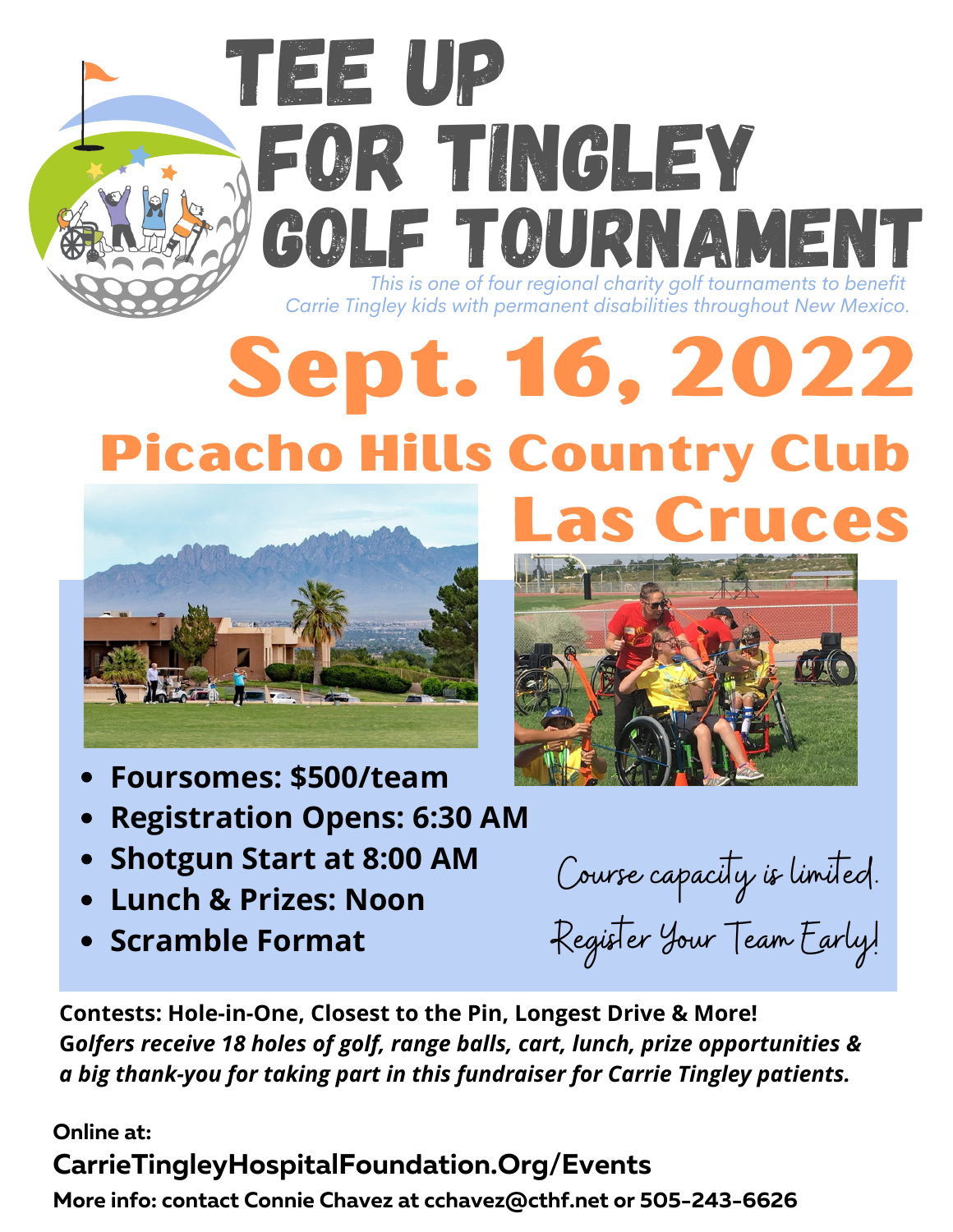# TEE UP FOR TINGLEY GOLF TOURNAMENT

*This is one of four regional charity golf tournaments to benefit Carrie Tingley kids with permanent disabilities throughout New Mexico.*

## Sept. 16, 2022

## Picacho Hills Country Club Las Cruces

- **Foursomes: $500/team**
- **Registration Opens: 6:30 AM**
- **Shotgun Start at 8:00 AM**
- **Lunch & Prizes: Noon**
- **Scramble Format**

*Course capacity is limited. Register Your Team Early!*

**Contests: Hole-in-One, Closest to the Pin, Longest Drive & More!**

***Golfers receive 18 holes of golf, range balls, cart, lunch, prize opportunities & a big thank-you for taking part in this fundraiser for Carrie Tingley patients.***

**Online at:**

**CarrieTingleyHospitalFoundation.Org/Events**

**More info: contact Connie Chavez at cchavez@cthf.net or 505-243-6626**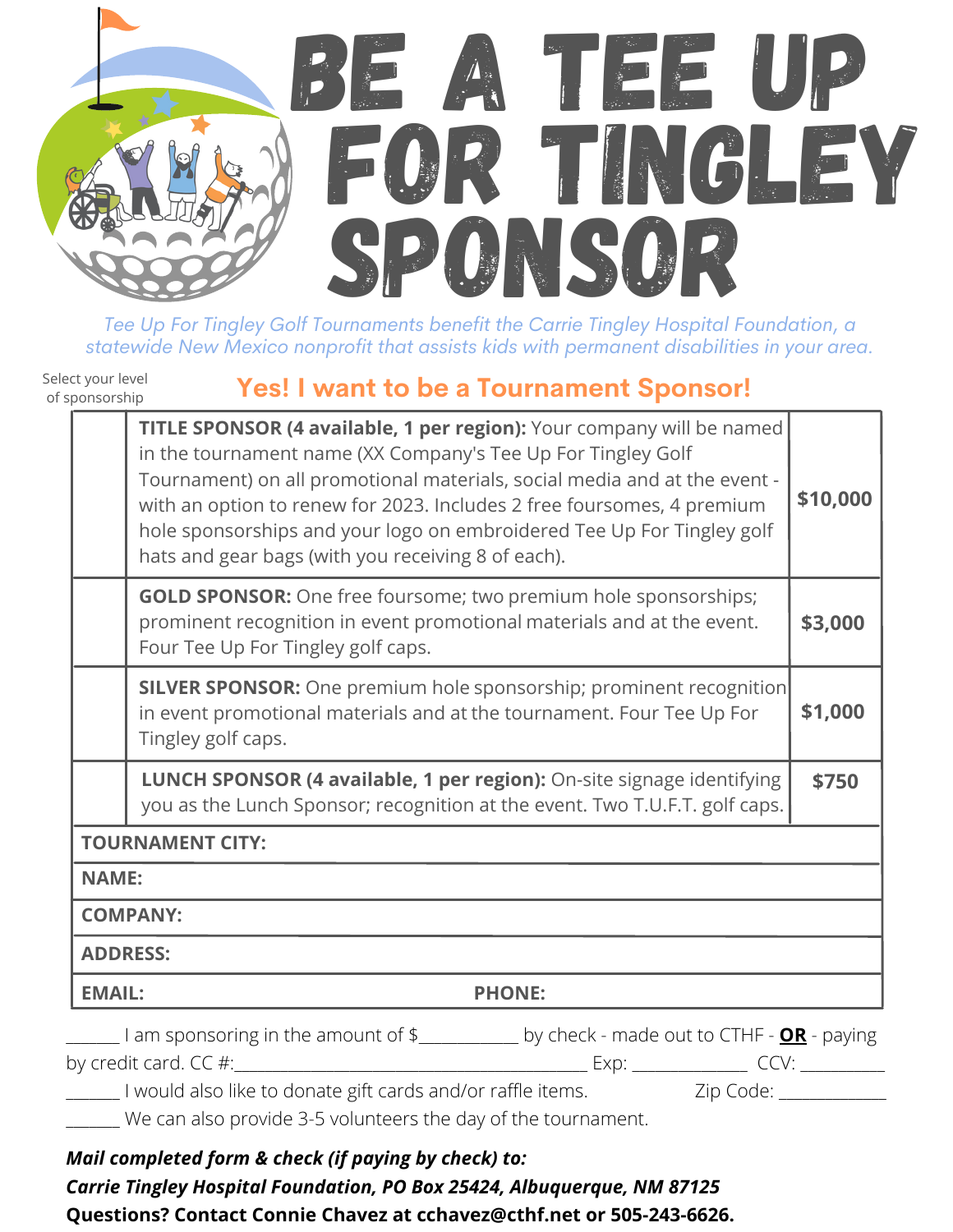# BE A TEE UP FOR TINGLEY SPONSOR

*Tee Up For Tingley Golf Tournaments benefit the Carrie Tingley Hospital Foundation, a statewide New Mexico nonprofit that assists kids with permanent disabilities in your area.*

Select your level of sponsorship

## Yes! I want to be a Tournament Sponsor!

| | | |
|---|---|---|
| | **TITLE SPONSOR (4 available, 1 per region):** Your company will be named in the tournament name (XX Company's Tee Up For Tingley Golf Tournament) on all promotional materials, social media and at the event - with an option to renew for 2023. Includes 2 free foursomes, 4 premium hole sponsorships and your logo on embroidered Tee Up For Tingley golf hats and gear bags (with you receiving 8 of each). | **$10,000** |
| | **GOLD SPONSOR:** One free foursome; two premium hole sponsorships; prominent recognition in event promotional materials and at the event. Four Tee Up For Tingley golf caps. | **$3,000** |
| | **SILVER SPONSOR:** One premium hole sponsorship; prominent recognition in event promotional materials and at the tournament. Four Tee Up For Tingley golf caps. | **$1,000** |
| | **LUNCH SPONSOR (4 available, 1 per region):** On-site signage identifying you as the Lunch Sponsor; recognition at the event. Two T.U.F.T. golf caps. | **$750** |

**TOURNAMENT CITY:**

**NAME:**

**COMPANY:**

**ADDRESS:**

**EMAIL:** **PHONE:**

______ I am sponsoring in the amount of $___________ by check - made out to CTHF - **OR** - paying by credit card. CC #:________________________________________ Exp: _____________ CCV: _________

______ I would also like to donate gift cards and/or raffle items. Zip Code: ____________

______ We can also provide 3-5 volunteers the day of the tournament.

***Mail completed form & check (if paying by check) to:***

***Carrie Tingley Hospital Foundation, PO Box 25424, Albuquerque, NM 87125***

**Questions? Contact Connie Chavez at cchavez@cthf.net or 505-243-6626.**